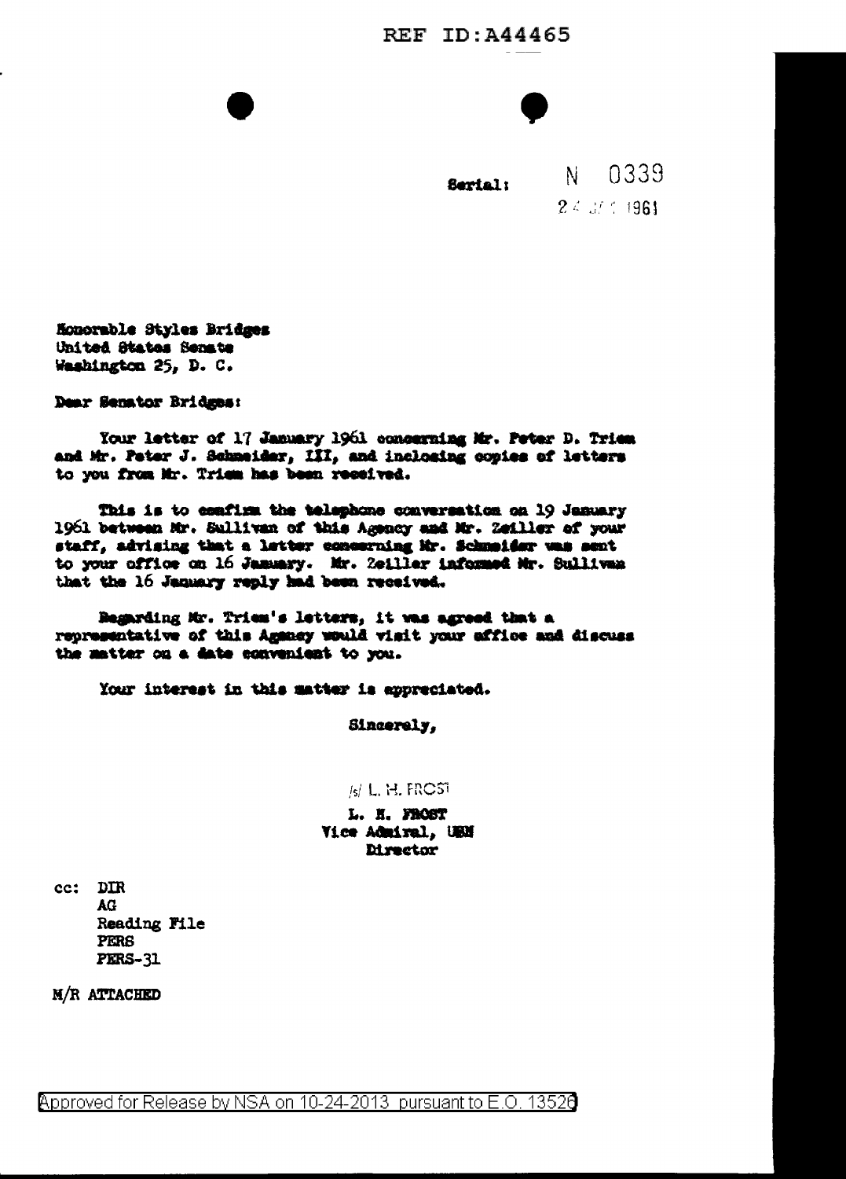REF ID:A44465

Serial: N 0339

24 JAN 1961

Honorable Styles Bridges
United States Senate
Washington 25, D. C.

Dear Senator Bridges:

Your letter of 17 January 1961 concerning Mr. Peter D. Triem and Mr. Peter J. Schneider, III, and inclosing copies of letters to you from Mr. Triem has been received.

This is to confirm the telephone conversation on 19 January 1961 between Mr. Sullivan of this Agency and Mr. Zeiller of your staff, advising that a letter concerning Mr. Schneider was sent to your office on 16 January. Mr. Zeiller informed Mr. Sullivan that the 16 January reply had been received.

Regarding Mr. Triem's letters, it was agreed that a representative of this Agency would visit your office and discuss the matter on a date convenient to you.

Your interest in this matter is appreciated.

Sincerely,

/s/ L. H. FROST

L. H. FROST
Vice Admiral, USN
Director

cc: DIR
AG
Reading File
PERS
PERS-31

M/R ATTACHED

Approved for Release by NSA on 10-24-2013 pursuant to E.O. 13526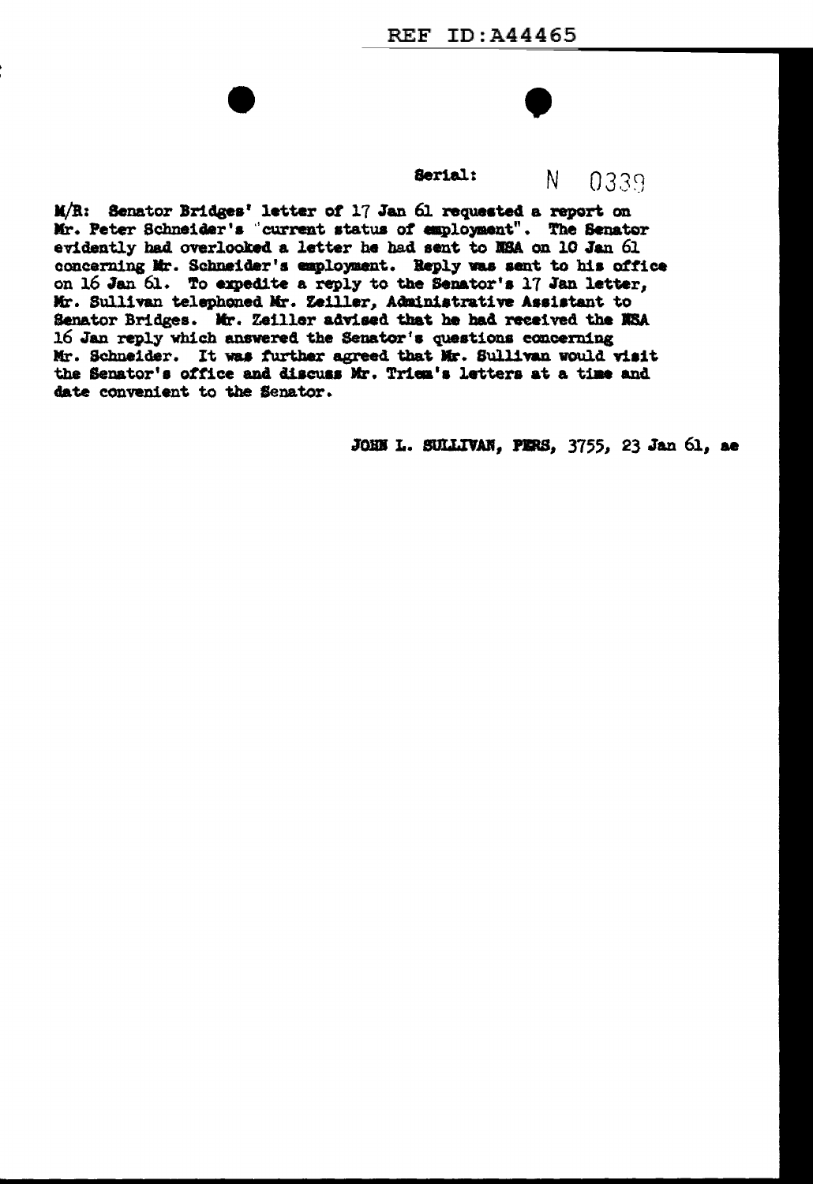Serial: N 0339

M/R: Senator Bridges' letter of 17 Jan 61 requested a report on Mr. Peter Schneider's "current status of employment". The Senator evidently had overlooked a letter he had sent to NSA on 10 Jan 61 concerning Mr. Schneider's employment. Reply was sent to his office on 16 Jan 61. To expedite a reply to the Senator's 17 Jan letter, Mr. Sullivan telephoned Mr. Zeiller, Administrative Assistant to Senator Bridges. Mr. Zeiller advised that he had received the NSA 16 Jan reply which answered the Senator's questions concerning Mr. Schneider. It was further agreed that Mr. Sullivan would visit the Senator's office and discuss Mr. Triem's letters at a time and date convenient to the Senator.

JOHN L. SULLIVAN, PERS, 3755, 23 Jan 61, ae